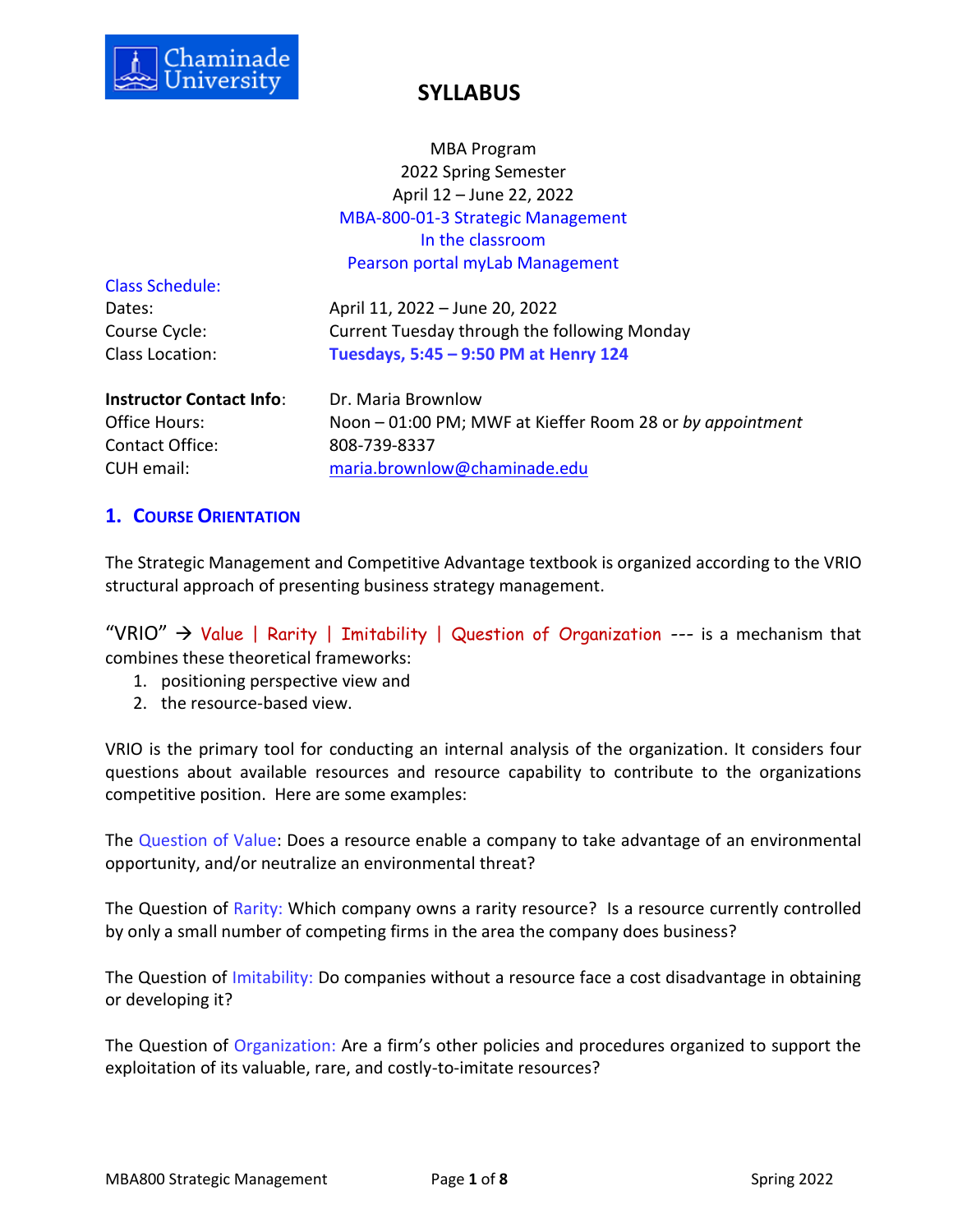# SYLLABUS

MBA Program
2022 Spring Semester
April 12 – June 22, 2022
MBA-800-01-3 Strategic Management
In the classroom
Pearson portal myLab Management

**Class Schedule:**

| | |
|---|---|
| Dates: | April 11, 2022 – June 20, 2022 |
| Course Cycle: | Current Tuesday through the following Monday |
| Class Location: | **Tuesdays, 5:45 – 9:50 PM at Henry 124** |

| | |
|---|---|
| **Instructor Contact Info**: | Dr. Maria Brownlow |
| Office Hours: | Noon – 01:00 PM; MWF at Kieffer Room 28 or *by appointment* |
| Contact Office: | 808-739-8337 |
| CUH email: | maria.brownlow@chaminade.edu |

## 1. Course Orientation

The Strategic Management and Competitive Advantage textbook is organized according to the VRIO structural approach of presenting business strategy management.

"VRIO" → Value | Rarity | Imitability | Question of Organization --- is a mechanism that combines these theoretical frameworks:

1. positioning perspective view and
2. the resource-based view.

VRIO is the primary tool for conducting an internal analysis of the organization. It considers four questions about available resources and resource capability to contribute to the organizations competitive position. Here are some examples:

The Question of Value: Does a resource enable a company to take advantage of an environmental opportunity, and/or neutralize an environmental threat?

The Question of Rarity: Which company owns a rarity resource? Is a resource currently controlled by only a small number of competing firms in the area the company does business?

The Question of Imitability: Do companies without a resource face a cost disadvantage in obtaining or developing it?

The Question of Organization: Are a firm's other policies and procedures organized to support the exploitation of its valuable, rare, and costly-to-imitate resources?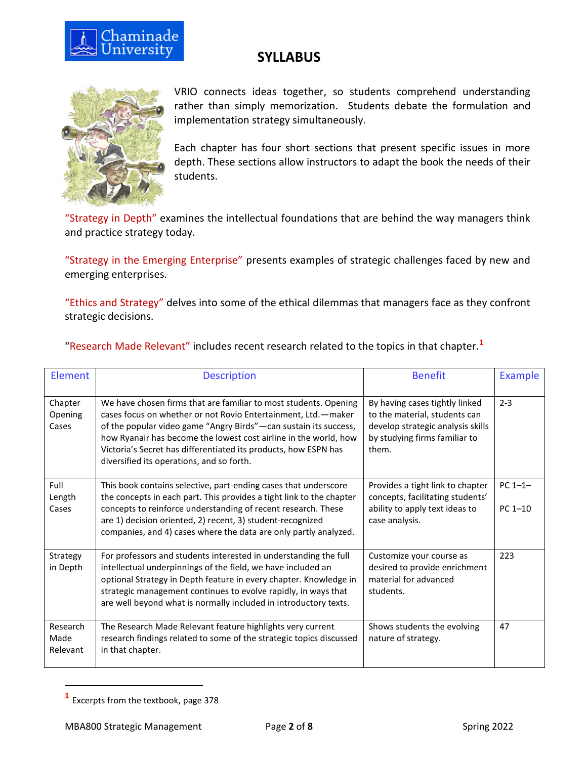# SYLLABUS

VRIO connects ideas together, so students comprehend understanding rather than simply memorization. Students debate the formulation and implementation strategy simultaneously.

Each chapter has four short sections that present specific issues in more depth. These sections allow instructors to adapt the book the needs of their students.

"Strategy in Depth" examines the intellectual foundations that are behind the way managers think and practice strategy today.

"Strategy in the Emerging Enterprise" presents examples of strategic challenges faced by new and emerging enterprises.

"Ethics and Strategy" delves into some of the ethical dilemmas that managers face as they confront strategic decisions.

"Research Made Relevant" includes recent research related to the topics in that chapter.[1]

| Element | Description | Benefit | Example |
|---|---|---|---|
| Chapter Opening Cases | We have chosen firms that are familiar to most students. Opening cases focus on whether or not Rovio Entertainment, Ltd.—maker of the popular video game "Angry Birds"—can sustain its success, how Ryanair has become the lowest cost airline in the world, how Victoria's Secret has differentiated its products, how ESPN has diversified its operations, and so forth. | By having cases tightly linked to the material, students can develop strategic analysis skills by studying firms familiar to them. | 2-3 |
| Full Length Cases | This book contains selective, part-ending cases that underscore the concepts in each part. This provides a tight link to the chapter concepts to reinforce understanding of recent research. These are 1) decision oriented, 2) recent, 3) student-recognized companies, and 4) cases where the data are only partly analyzed. | Provides a tight link to chapter concepts, facilitating students' ability to apply text ideas to case analysis. | PC 1–1– PC 1–10 |
| Strategy in Depth | For professors and students interested in understanding the full intellectual underpinnings of the field, we have included an optional Strategy in Depth feature in every chapter. Knowledge in strategic management continues to evolve rapidly, in ways that are well beyond what is normally included in introductory texts. | Customize your course as desired to provide enrichment material for advanced students. | 223 |
| Research Made Relevant | The Research Made Relevant feature highlights very current research findings related to some of the strategic topics discussed in that chapter. | Shows students the evolving nature of strategy. | 47 |

[1] Excerpts from the textbook, page 378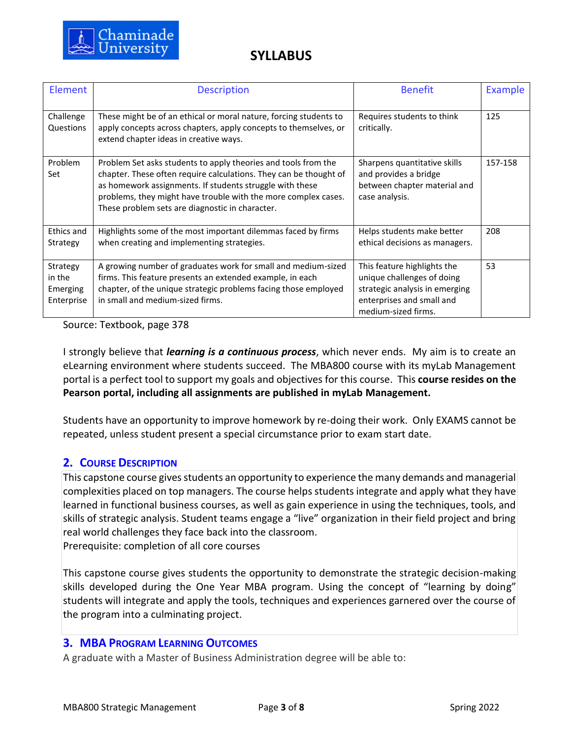| Element | Description | Benefit | Example |
|---|---|---|---|
| Challenge Questions | These might be of an ethical or moral nature, forcing students to apply concepts across chapters, apply concepts to themselves, or extend chapter ideas in creative ways. | Requires students to think critically. | 125 |
| Problem Set | Problem Set asks students to apply theories and tools from the chapter. These often require calculations. They can be thought of as homework assignments. If students struggle with these problems, they might have trouble with the more complex cases. These problem sets are diagnostic in character. | Sharpens quantitative skills and provides a bridge between chapter material and case analysis. | 157-158 |
| Ethics and Strategy | Highlights some of the most important dilemmas faced by firms when creating and implementing strategies. | Helps students make better ethical decisions as managers. | 208 |
| Strategy in the Emerging Enterprise | A growing number of graduates work for small and medium-sized firms. This feature presents an extended example, in each chapter, of the unique strategic problems facing those employed in small and medium-sized firms. | This feature highlights the unique challenges of doing strategic analysis in emerging enterprises and small and medium-sized firms. | 53 |

Source: Textbook, page 378

I strongly believe that ***learning is a continuous process***, which never ends. My aim is to create an eLearning environment where students succeed. The MBA800 course with its myLab Management portal is a perfect tool to support my goals and objectives for this course. This **course resides on the Pearson portal, including all assignments are published in myLab Management.**

Students have an opportunity to improve homework by re-doing their work. Only EXAMS cannot be repeated, unless student present a special circumstance prior to exam start date.

## 2. Course Description

This capstone course gives students an opportunity to experience the many demands and managerial complexities placed on top managers. The course helps students integrate and apply what they have learned in functional business courses, as well as gain experience in using the techniques, tools, and skills of strategic analysis. Student teams engage a "live" organization in their field project and bring real world challenges they face back into the classroom.
Prerequisite: completion of all core courses

This capstone course gives students the opportunity to demonstrate the strategic decision-making skills developed during the One Year MBA program. Using the concept of "learning by doing" students will integrate and apply the tools, techniques and experiences garnered over the course of the program into a culminating project.

## 3. MBA Program Learning Outcomes

A graduate with a Master of Business Administration degree will be able to: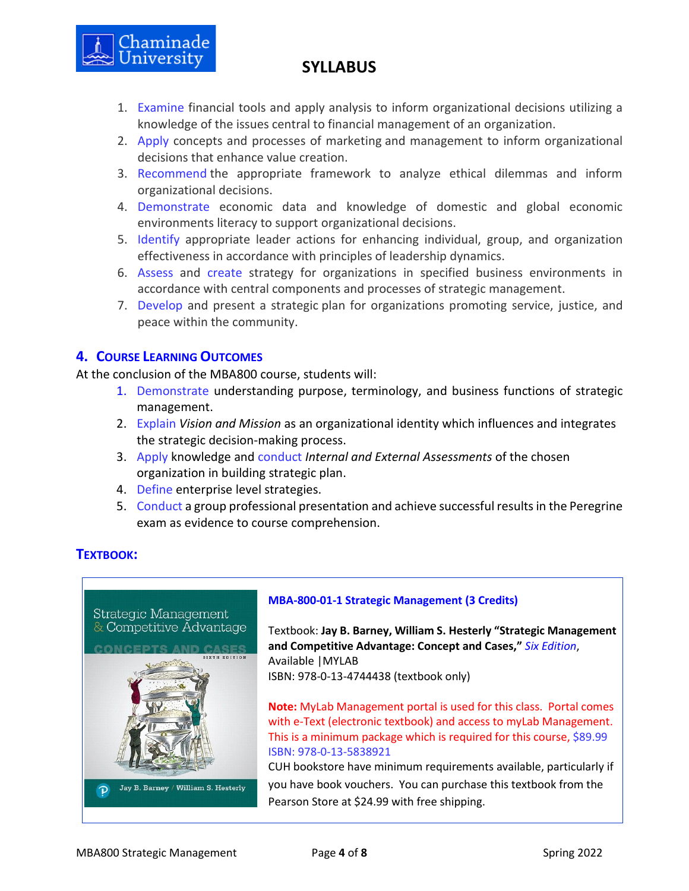1. Examine financial tools and apply analysis to inform organizational decisions utilizing a knowledge of the issues central to financial management of an organization.
2. Apply concepts and processes of marketing and management to inform organizational decisions that enhance value creation.
3. Recommend the appropriate framework to analyze ethical dilemmas and inform organizational decisions.
4. Demonstrate economic data and knowledge of domestic and global economic environments literacy to support organizational decisions.
5. Identify appropriate leader actions for enhancing individual, group, and organization effectiveness in accordance with principles of leadership dynamics.
6. Assess and create strategy for organizations in specified business environments in accordance with central components and processes of strategic management.
7. Develop and present a strategic plan for organizations promoting service, justice, and peace within the community.

## 4. Course Learning Outcomes

At the conclusion of the MBA800 course, students will:

1. Demonstrate understanding purpose, terminology, and business functions of strategic management.
2. Explain *Vision and Mission* as an organizational identity which influences and integrates the strategic decision-making process.
3. Apply knowledge and conduct *Internal and External Assessments* of the chosen organization in building strategic plan.
4. Define enterprise level strategies.
5. Conduct a group professional presentation and achieve successful results in the Peregrine exam as evidence to course comprehension.

## Textbook:

**MBA-800-01-1 Strategic Management (3 Credits)**

Textbook: **Jay B. Barney, William S. Hesterly "Strategic Management and Competitive Advantage: Concept and Cases,"** *Six Edition*, Available |MYLAB
ISBN: 978-0-13-4744438 (textbook only)

**Note:** MyLab Management portal is used for this class. Portal comes with e-Text (electronic textbook) and access to myLab Management. This is a minimum package which is required for this course, $89.99 ISBN: 978-0-13-5838921
CUH bookstore have minimum requirements available, particularly if you have book vouchers. You can purchase this textbook from the Pearson Store at $24.99 with free shipping.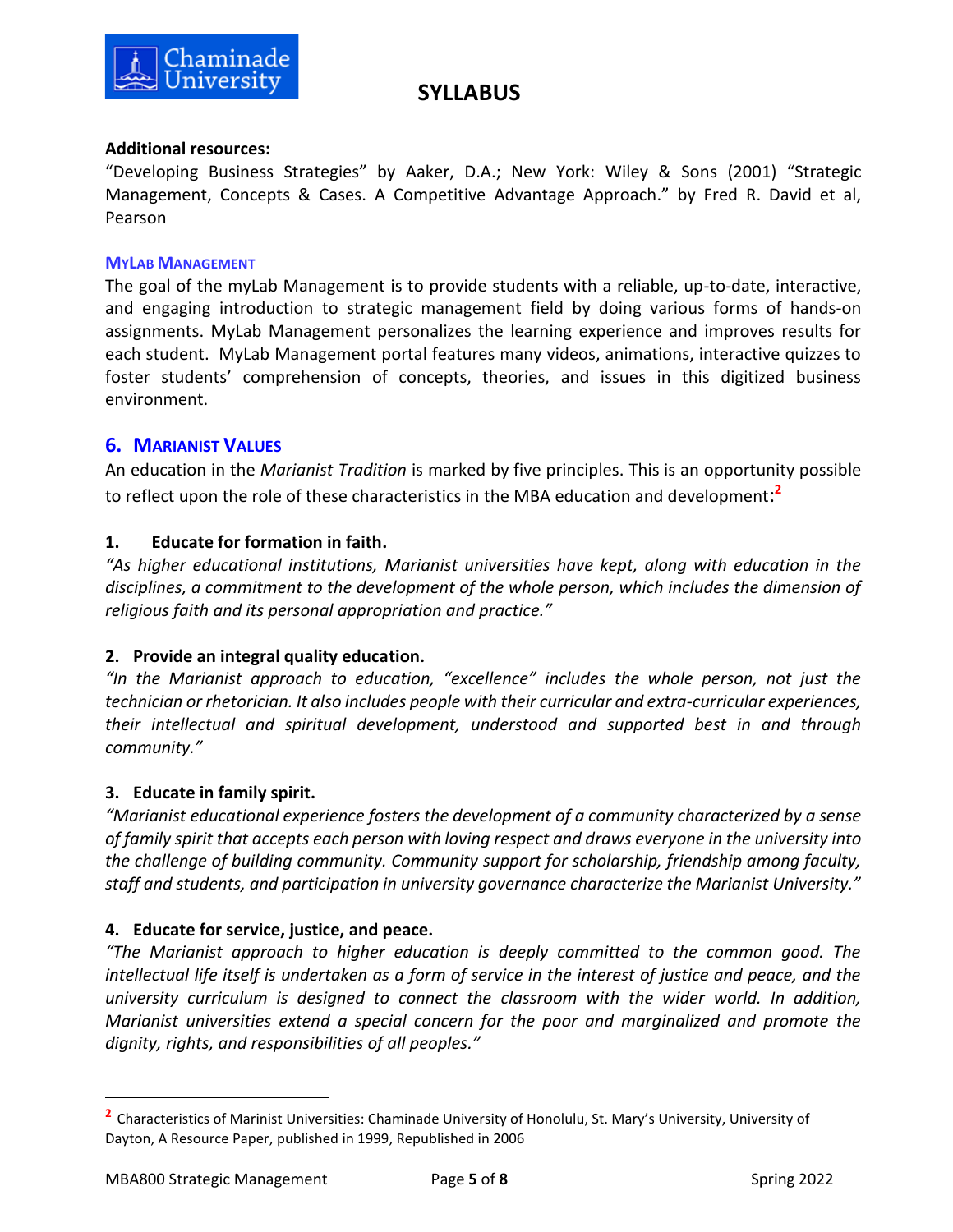**Additional resources:**

"Developing Business Strategies" by Aaker, D.A.; New York: Wiley & Sons (2001) "Strategic Management, Concepts & Cases. A Competitive Advantage Approach." by Fred R. David et al, Pearson

#### MyLab Management

The goal of the myLab Management is to provide students with a reliable, up-to-date, interactive, and engaging introduction to strategic management field by doing various forms of hands-on assignments. MyLab Management personalizes the learning experience and improves results for each student. MyLab Management portal features many videos, animations, interactive quizzes to foster students' comprehension of concepts, theories, and issues in this digitized business environment.

## 6. Marianist Values

An education in the *Marianist Tradition* is marked by five principles. This is an opportunity possible to reflect upon the role of these characteristics in the MBA education and development:[2]

**1. Educate for formation in faith.**

*"As higher educational institutions, Marianist universities have kept, along with education in the disciplines, a commitment to the development of the whole person, which includes the dimension of religious faith and its personal appropriation and practice."*

**2. Provide an integral quality education.**

*"In the Marianist approach to education, "excellence" includes the whole person, not just the technician or rhetorician. It also includes people with their curricular and extra-curricular experiences, their intellectual and spiritual development, understood and supported best in and through community."*

**3. Educate in family spirit.**

*"Marianist educational experience fosters the development of a community characterized by a sense of family spirit that accepts each person with loving respect and draws everyone in the university into the challenge of building community. Community support for scholarship, friendship among faculty, staff and students, and participation in university governance characterize the Marianist University."*

**4. Educate for service, justice, and peace.**

*"The Marianist approach to higher education is deeply committed to the common good. The intellectual life itself is undertaken as a form of service in the interest of justice and peace, and the university curriculum is designed to connect the classroom with the wider world. In addition, Marianist universities extend a special concern for the poor and marginalized and promote the dignity, rights, and responsibilities of all peoples."*

---

[2] Characteristics of Marinist Universities: Chaminade University of Honolulu, St. Mary's University, University of Dayton, A Resource Paper, published in 1999, Republished in 2006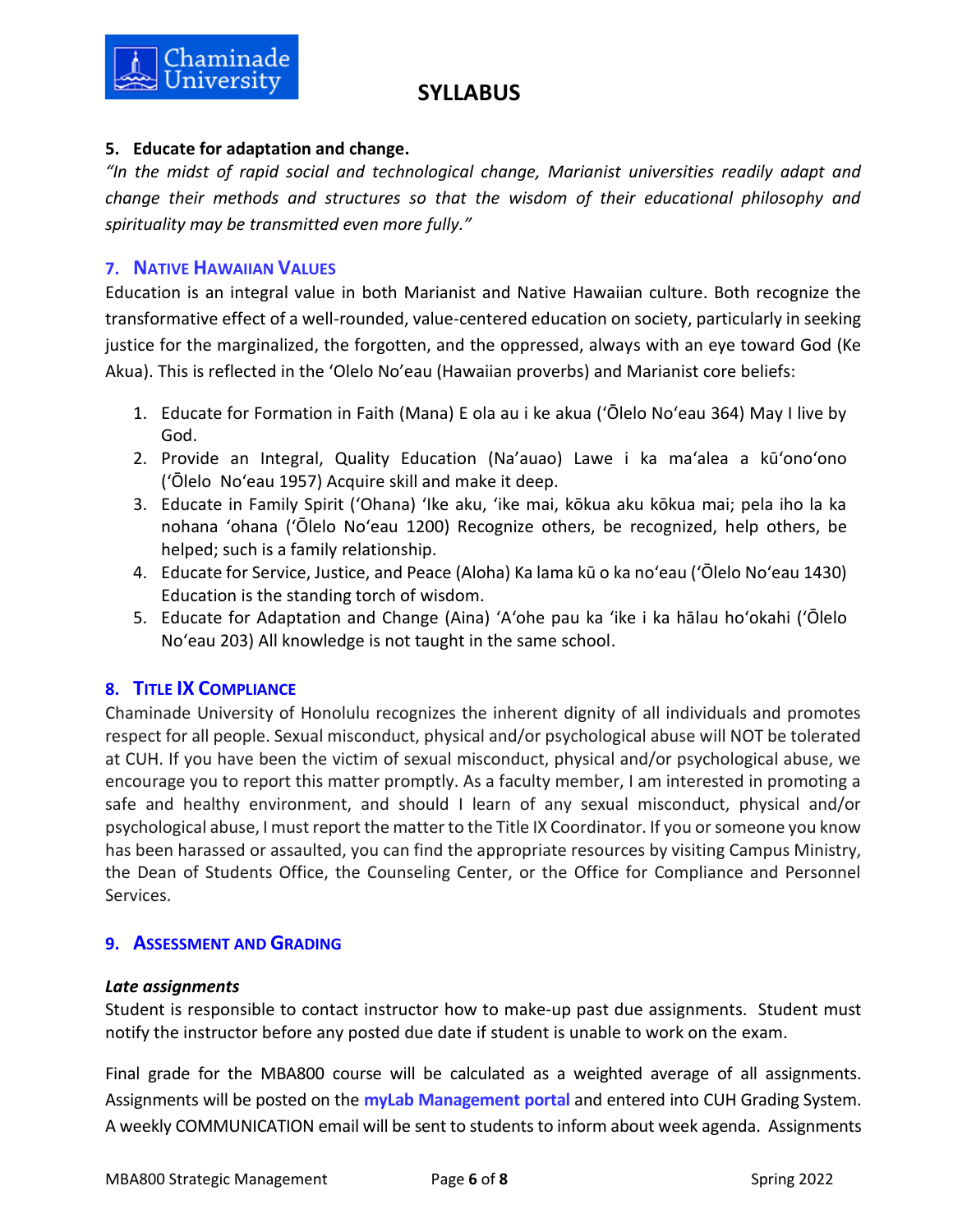**5. Educate for adaptation and change.**

*"In the midst of rapid social and technological change, Marianist universities readily adapt and change their methods and structures so that the wisdom of their educational philosophy and spirituality may be transmitted even more fully."*

## 7. Native Hawaiian Values

Education is an integral value in both Marianist and Native Hawaiian culture. Both recognize the transformative effect of a well-rounded, value-centered education on society, particularly in seeking justice for the marginalized, the forgotten, and the oppressed, always with an eye toward God (Ke Akua). This is reflected in the 'Olelo No'eau (Hawaiian proverbs) and Marianist core beliefs:

1. Educate for Formation in Faith (Mana) E ola au i ke akua (ʻŌlelo Noʻeau 364) May I live by God.
2. Provide an Integral, Quality Education (Na'auao) Lawe i ka maʻalea a kūʻonoʻono (ʻŌlelo Noʻeau 1957) Acquire skill and make it deep.
3. Educate in Family Spirit ('Ohana) 'Ike aku, 'ike mai, kōkua aku kōkua mai; pela iho la ka nohana 'ohana (ʻŌlelo Noʻeau 1200) Recognize others, be recognized, help others, be helped; such is a family relationship.
4. Educate for Service, Justice, and Peace (Aloha) Ka lama kū o ka noʻeau (ʻŌlelo Noʻeau 1430) Education is the standing torch of wisdom.
5. Educate for Adaptation and Change (Aina) 'A'ohe pau ka 'ike i ka hālau hoʻokahi (ʻŌlelo Noʻeau 203) All knowledge is not taught in the same school.

## 8. Title IX Compliance

Chaminade University of Honolulu recognizes the inherent dignity of all individuals and promotes respect for all people. Sexual misconduct, physical and/or psychological abuse will NOT be tolerated at CUH. If you have been the victim of sexual misconduct, physical and/or psychological abuse, we encourage you to report this matter promptly. As a faculty member, I am interested in promoting a safe and healthy environment, and should I learn of any sexual misconduct, physical and/or psychological abuse, I must report the matter to the Title IX Coordinator. If you or someone you know has been harassed or assaulted, you can find the appropriate resources by visiting Campus Ministry, the Dean of Students Office, the Counseling Center, or the Office for Compliance and Personnel Services.

## 9. Assessment and Grading

***Late assignments***

Student is responsible to contact instructor how to make-up past due assignments. Student must notify the instructor before any posted due date if student is unable to work on the exam.

Final grade for the MBA800 course will be calculated as a weighted average of all assignments. Assignments will be posted on the **myLab Management portal** and entered into CUH Grading System. A weekly COMMUNICATION email will be sent to students to inform about week agenda. Assignments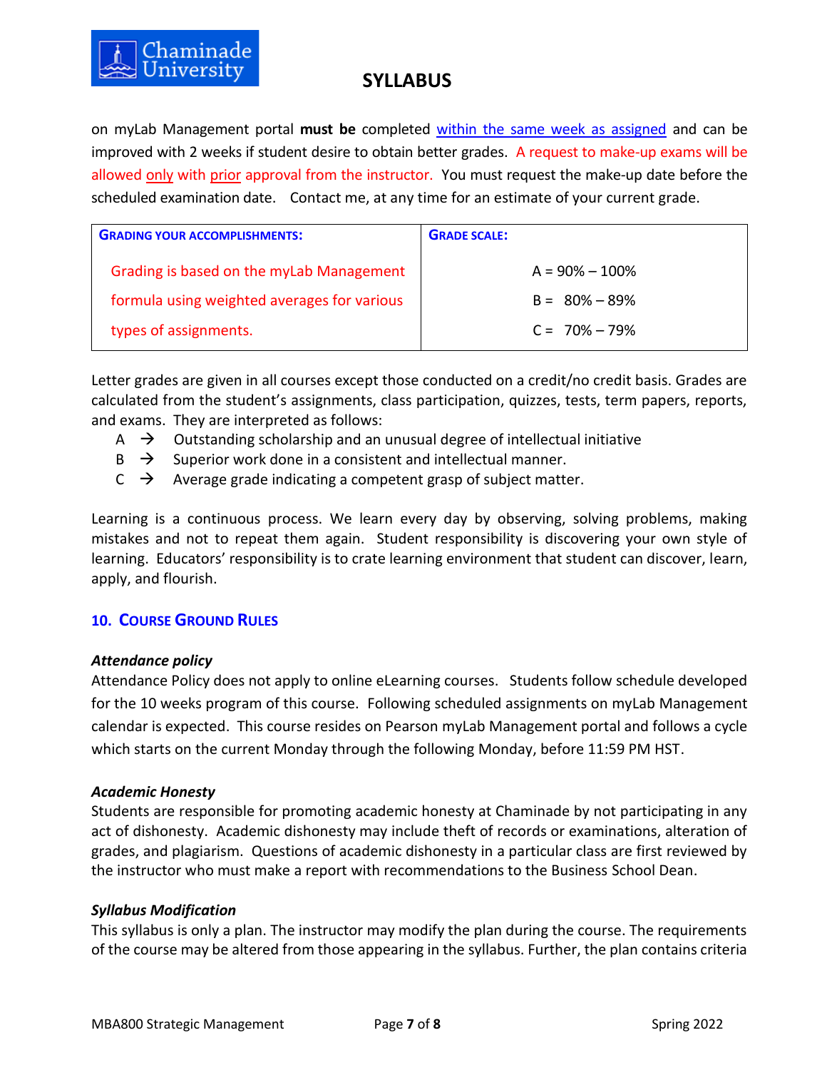on myLab Management portal **must be** completed within the same week as assigned and can be improved with 2 weeks if student desire to obtain better grades. A request to make-up exams will be allowed only with prior approval from the instructor. You must request the make-up date before the scheduled examination date. Contact me, at any time for an estimate of your current grade.

| **GRADING YOUR ACCOMPLISHMENTS:** | **GRADE SCALE:** |
|---|---|
| Grading is based on the myLab Management formula using weighted averages for various types of assignments. | A = 90% – 100%<br>B = 80% – 89%<br>C = 70% – 79% |

Letter grades are given in all courses except those conducted on a credit/no credit basis. Grades are calculated from the student's assignments, class participation, quizzes, tests, term papers, reports, and exams. They are interpreted as follows:

- A → Outstanding scholarship and an unusual degree of intellectual initiative
- B → Superior work done in a consistent and intellectual manner.
- C → Average grade indicating a competent grasp of subject matter.

Learning is a continuous process. We learn every day by observing, solving problems, making mistakes and not to repeat them again. Student responsibility is discovering your own style of learning. Educators' responsibility is to crate learning environment that student can discover, learn, apply, and flourish.

## 10. Course Ground Rules

***Attendance policy***

Attendance Policy does not apply to online eLearning courses. Students follow schedule developed for the 10 weeks program of this course. Following scheduled assignments on myLab Management calendar is expected. This course resides on Pearson myLab Management portal and follows a cycle which starts on the current Monday through the following Monday, before 11:59 PM HST.

***Academic Honesty***

Students are responsible for promoting academic honesty at Chaminade by not participating in any act of dishonesty. Academic dishonesty may include theft of records or examinations, alteration of grades, and plagiarism. Questions of academic dishonesty in a particular class are first reviewed by the instructor who must make a report with recommendations to the Business School Dean.

***Syllabus Modification***

This syllabus is only a plan. The instructor may modify the plan during the course. The requirements of the course may be altered from those appearing in the syllabus. Further, the plan contains criteria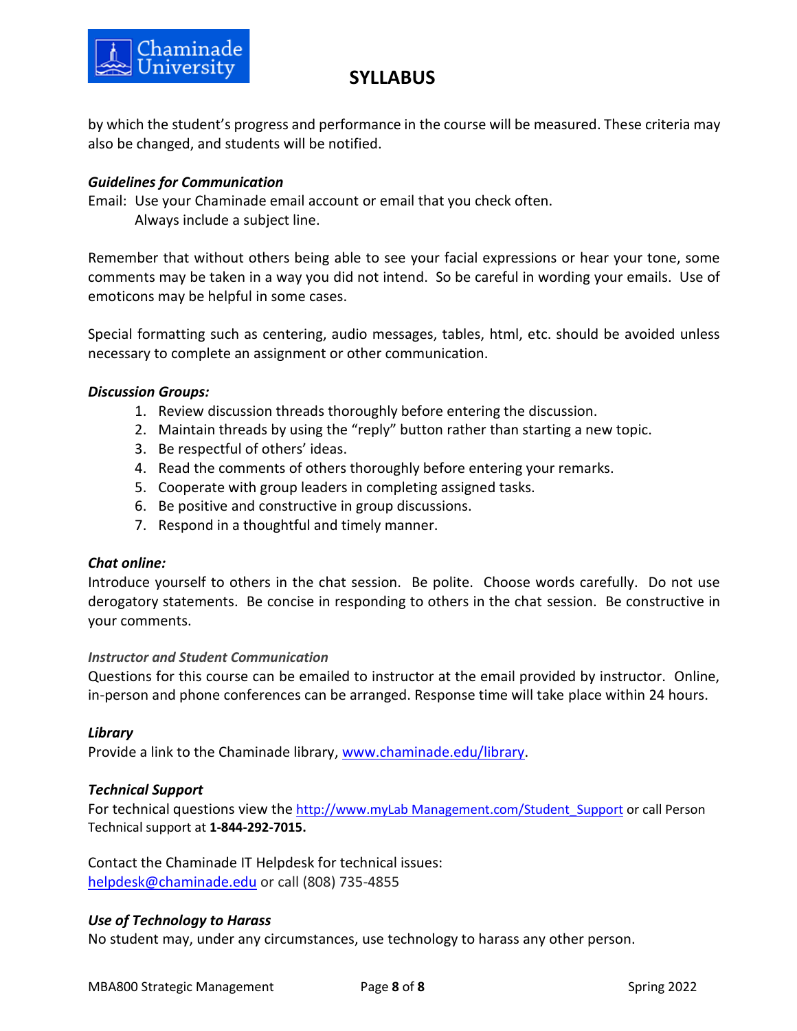by which the student's progress and performance in the course will be measured. These criteria may also be changed, and students will be notified.

***Guidelines for Communication***

Email: Use your Chaminade email account or email that you check often.
Always include a subject line.

Remember that without others being able to see your facial expressions or hear your tone, some comments may be taken in a way you did not intend. So be careful in wording your emails. Use of emoticons may be helpful in some cases.

Special formatting such as centering, audio messages, tables, html, etc. should be avoided unless necessary to complete an assignment or other communication.

***Discussion Groups:***

1. Review discussion threads thoroughly before entering the discussion.
2. Maintain threads by using the "reply" button rather than starting a new topic.
3. Be respectful of others' ideas.
4. Read the comments of others thoroughly before entering your remarks.
5. Cooperate with group leaders in completing assigned tasks.
6. Be positive and constructive in group discussions.
7. Respond in a thoughtful and timely manner.

***Chat online:***

Introduce yourself to others in the chat session. Be polite. Choose words carefully. Do not use derogatory statements. Be concise in responding to others in the chat session. Be constructive in your comments.

***Instructor and Student Communication***

Questions for this course can be emailed to instructor at the email provided by instructor. Online, in-person and phone conferences can be arranged. Response time will take place within 24 hours.

***Library***

Provide a link to the Chaminade library, www.chaminade.edu/library.

***Technical Support***

For technical questions view the http://www.myLab Management.com/Student_Support or call Person Technical support at **1-844-292-7015.**

Contact the Chaminade IT Helpdesk for technical issues:
helpdesk@chaminade.edu or call (808) 735-4855

***Use of Technology to Harass***

No student may, under any circumstances, use technology to harass any other person.